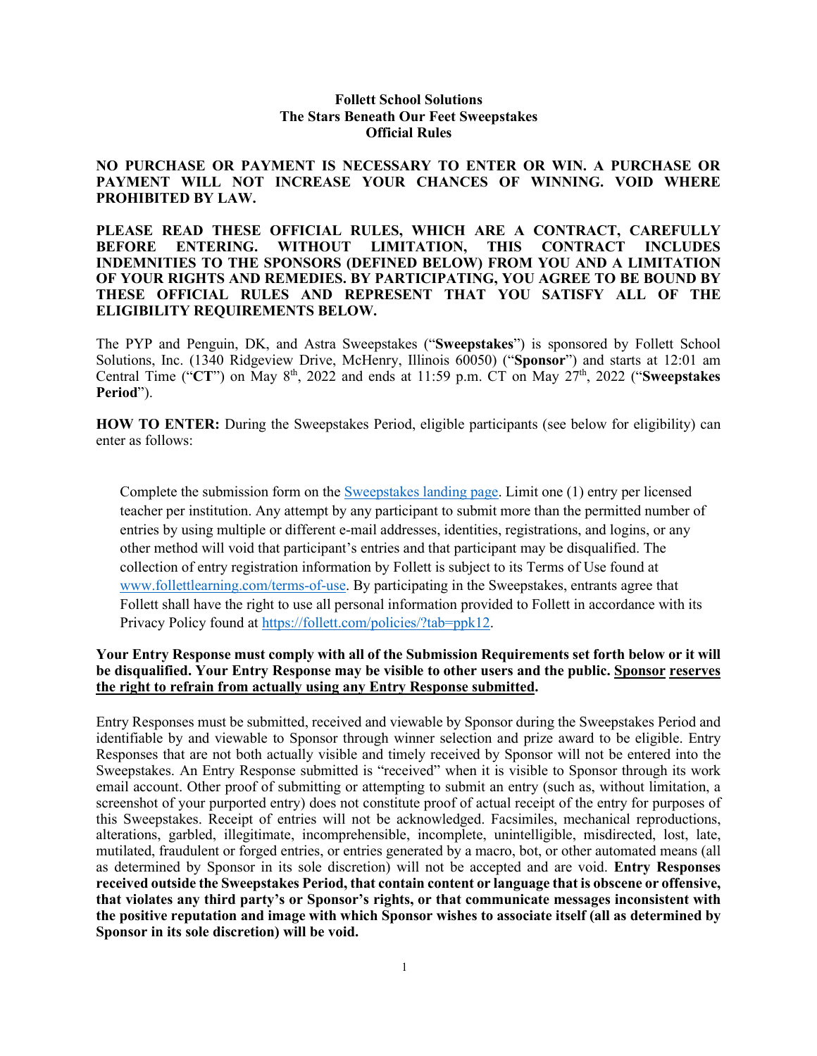**Follett School Solutions**
**The Stars Beneath Our Feet Sweepstakes**
**Official Rules**

**NO PURCHASE OR PAYMENT IS NECESSARY TO ENTER OR WIN. A PURCHASE OR PAYMENT WILL NOT INCREASE YOUR CHANCES OF WINNING. VOID WHERE PROHIBITED BY LAW.**

**PLEASE READ THESE OFFICIAL RULES, WHICH ARE A CONTRACT, CAREFULLY BEFORE ENTERING. WITHOUT LIMITATION, THIS CONTRACT INCLUDES INDEMNITIES TO THE SPONSORS (DEFINED BELOW) FROM YOU AND A LIMITATION OF YOUR RIGHTS AND REMEDIES. BY PARTICIPATING, YOU AGREE TO BE BOUND BY THESE OFFICIAL RULES AND REPRESENT THAT YOU SATISFY ALL OF THE ELIGIBILITY REQUIREMENTS BELOW.**

The PYP and Penguin, DK, and Astra Sweepstakes ("**Sweepstakes**") is sponsored by Follett School Solutions, Inc. (1340 Ridgeview Drive, McHenry, Illinois 60050) ("**Sponsor**") and starts at 12:01 am Central Time ("**CT**") on May 8th, 2022 and ends at 11:59 p.m. CT on May 27th, 2022 ("**Sweepstakes Period**").

**HOW TO ENTER:** During the Sweepstakes Period, eligible participants (see below for eligibility) can enter as follows:

> Complete the submission form on the Sweepstakes landing page. Limit one (1) entry per licensed teacher per institution. Any attempt by any participant to submit more than the permitted number of entries by using multiple or different e-mail addresses, identities, registrations, and logins, or any other method will void that participant's entries and that participant may be disqualified. The collection of entry registration information by Follett is subject to its Terms of Use found at www.follettlearning.com/terms-of-use. By participating in the Sweepstakes, entrants agree that Follett shall have the right to use all personal information provided to Follett in accordance with its Privacy Policy found at https://follett.com/policies/?tab=ppk12.

**Your Entry Response must comply with all of the Submission Requirements set forth below or it will be disqualified. Your Entry Response may be visible to other users and the public. Sponsor reserves the right to refrain from actually using any Entry Response submitted.**

Entry Responses must be submitted, received and viewable by Sponsor during the Sweepstakes Period and identifiable by and viewable to Sponsor through winner selection and prize award to be eligible. Entry Responses that are not both actually visible and timely received by Sponsor will not be entered into the Sweepstakes. An Entry Response submitted is "received" when it is visible to Sponsor through its work email account. Other proof of submitting or attempting to submit an entry (such as, without limitation, a screenshot of your purported entry) does not constitute proof of actual receipt of the entry for purposes of this Sweepstakes. Receipt of entries will not be acknowledged. Facsimiles, mechanical reproductions, alterations, garbled, illegitimate, incomprehensible, incomplete, unintelligible, misdirected, lost, late, mutilated, fraudulent or forged entries, or entries generated by a macro, bot, or other automated means (all as determined by Sponsor in its sole discretion) will not be accepted and are void. **Entry Responses received outside the Sweepstakes Period, that contain content or language that is obscene or offensive, that violates any third party's or Sponsor's rights, or that communicate messages inconsistent with the positive reputation and image with which Sponsor wishes to associate itself (all as determined by Sponsor in its sole discretion) will be void.**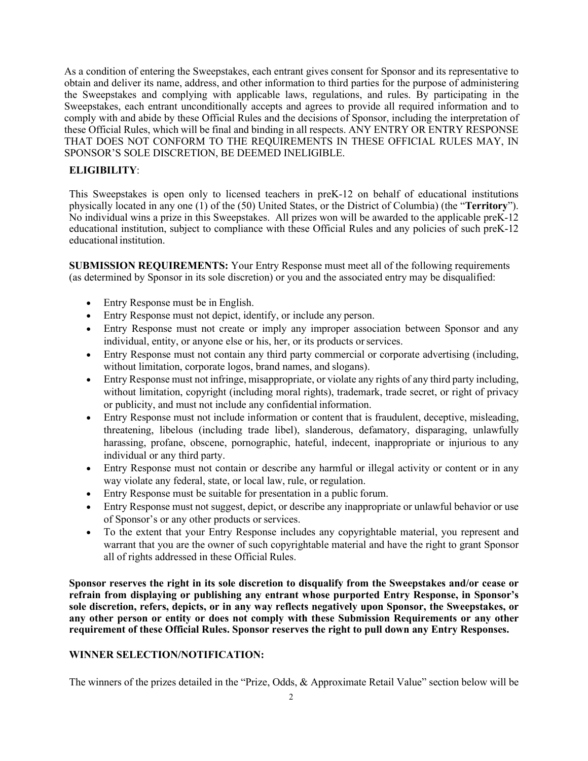As a condition of entering the Sweepstakes, each entrant gives consent for Sponsor and its representative to obtain and deliver its name, address, and other information to third parties for the purpose of administering the Sweepstakes and complying with applicable laws, regulations, and rules. By participating in the Sweepstakes, each entrant unconditionally accepts and agrees to provide all required information and to comply with and abide by these Official Rules and the decisions of Sponsor, including the interpretation of these Official Rules, which will be final and binding in all respects. ANY ENTRY OR ENTRY RESPONSE THAT DOES NOT CONFORM TO THE REQUIREMENTS IN THESE OFFICIAL RULES MAY, IN SPONSOR'S SOLE DISCRETION, BE DEEMED INELIGIBLE.

**ELIGIBILITY**:

This Sweepstakes is open only to licensed teachers in preK-12 on behalf of educational institutions physically located in any one (1) of the (50) United States, or the District of Columbia) (the "**Territory**"). No individual wins a prize in this Sweepstakes. All prizes won will be awarded to the applicable preK-12 educational institution, subject to compliance with these Official Rules and any policies of such preK-12 educational institution.

**SUBMISSION REQUIREMENTS:** Your Entry Response must meet all of the following requirements (as determined by Sponsor in its sole discretion) or you and the associated entry may be disqualified:

- Entry Response must be in English.
- Entry Response must not depict, identify, or include any person.
- Entry Response must not create or imply any improper association between Sponsor and any individual, entity, or anyone else or his, her, or its products or services.
- Entry Response must not contain any third party commercial or corporate advertising (including, without limitation, corporate logos, brand names, and slogans).
- Entry Response must not infringe, misappropriate, or violate any rights of any third party including, without limitation, copyright (including moral rights), trademark, trade secret, or right of privacy or publicity, and must not include any confidential information.
- Entry Response must not include information or content that is fraudulent, deceptive, misleading, threatening, libelous (including trade libel), slanderous, defamatory, disparaging, unlawfully harassing, profane, obscene, pornographic, hateful, indecent, inappropriate or injurious to any individual or any third party.
- Entry Response must not contain or describe any harmful or illegal activity or content or in any way violate any federal, state, or local law, rule, or regulation.
- Entry Response must be suitable for presentation in a public forum.
- Entry Response must not suggest, depict, or describe any inappropriate or unlawful behavior or use of Sponsor's or any other products or services.
- To the extent that your Entry Response includes any copyrightable material, you represent and warrant that you are the owner of such copyrightable material and have the right to grant Sponsor all of rights addressed in these Official Rules.

**Sponsor reserves the right in its sole discretion to disqualify from the Sweepstakes and/or cease or refrain from displaying or publishing any entrant whose purported Entry Response, in Sponsor's sole discretion, refers, depicts, or in any way reflects negatively upon Sponsor, the Sweepstakes, or any other person or entity or does not comply with these Submission Requirements or any other requirement of these Official Rules. Sponsor reserves the right to pull down any Entry Responses.**

**WINNER SELECTION/NOTIFICATION:**

The winners of the prizes detailed in the "Prize, Odds, & Approximate Retail Value" section below will be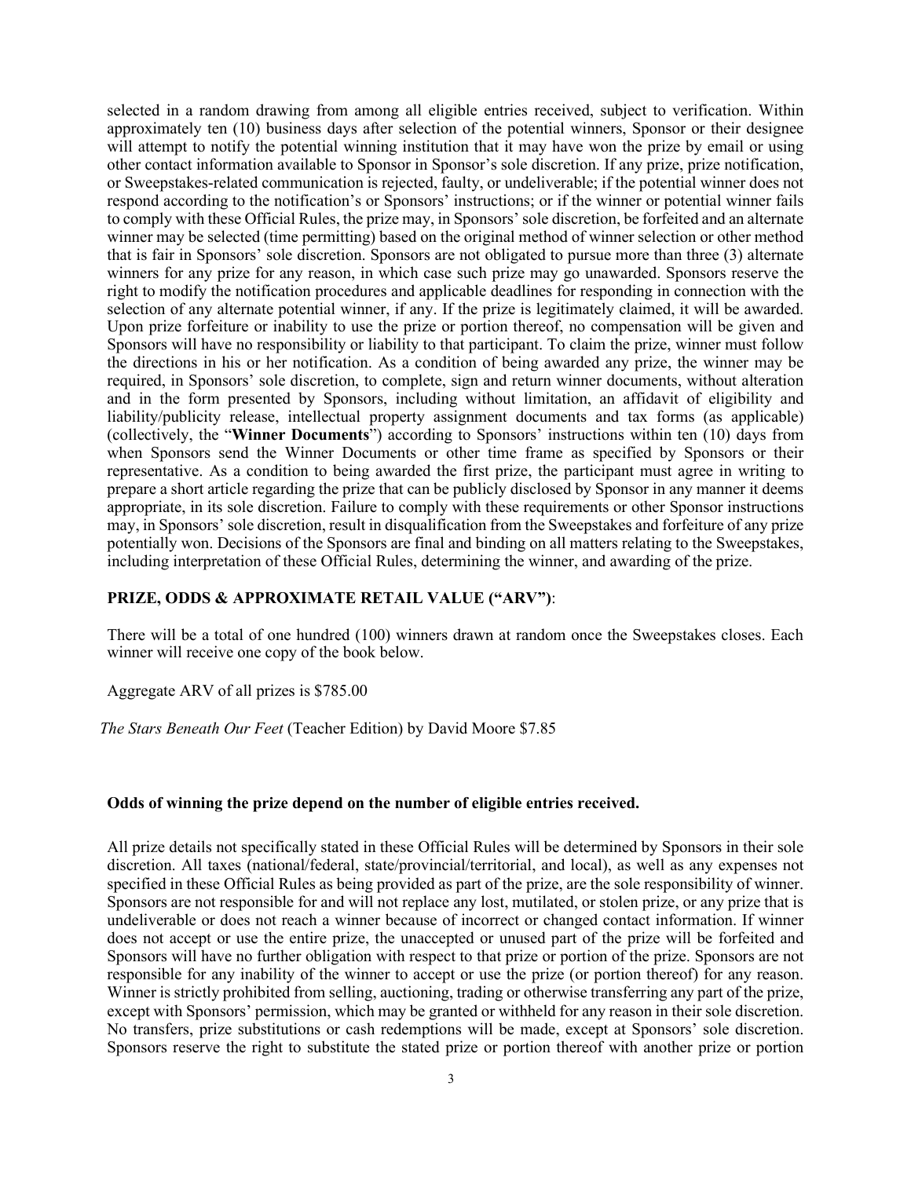selected in a random drawing from among all eligible entries received, subject to verification. Within approximately ten (10) business days after selection of the potential winners, Sponsor or their designee will attempt to notify the potential winning institution that it may have won the prize by email or using other contact information available to Sponsor in Sponsor's sole discretion. If any prize, prize notification, or Sweepstakes-related communication is rejected, faulty, or undeliverable; if the potential winner does not respond according to the notification's or Sponsors' instructions; or if the winner or potential winner fails to comply with these Official Rules, the prize may, in Sponsors' sole discretion, be forfeited and an alternate winner may be selected (time permitting) based on the original method of winner selection or other method that is fair in Sponsors' sole discretion. Sponsors are not obligated to pursue more than three (3) alternate winners for any prize for any reason, in which case such prize may go unawarded. Sponsors reserve the right to modify the notification procedures and applicable deadlines for responding in connection with the selection of any alternate potential winner, if any. If the prize is legitimately claimed, it will be awarded. Upon prize forfeiture or inability to use the prize or portion thereof, no compensation will be given and Sponsors will have no responsibility or liability to that participant. To claim the prize, winner must follow the directions in his or her notification. As a condition of being awarded any prize, the winner may be required, in Sponsors' sole discretion, to complete, sign and return winner documents, without alteration and in the form presented by Sponsors, including without limitation, an affidavit of eligibility and liability/publicity release, intellectual property assignment documents and tax forms (as applicable) (collectively, the "**Winner Documents**") according to Sponsors' instructions within ten (10) days from when Sponsors send the Winner Documents or other time frame as specified by Sponsors or their representative. As a condition to being awarded the first prize, the participant must agree in writing to prepare a short article regarding the prize that can be publicly disclosed by Sponsor in any manner it deems appropriate, in its sole discretion. Failure to comply with these requirements or other Sponsor instructions may, in Sponsors' sole discretion, result in disqualification from the Sweepstakes and forfeiture of any prize potentially won. Decisions of the Sponsors are final and binding on all matters relating to the Sweepstakes, including interpretation of these Official Rules, determining the winner, and awarding of the prize.

**PRIZE, ODDS & APPROXIMATE RETAIL VALUE ("ARV")**:

There will be a total of one hundred (100) winners drawn at random once the Sweepstakes closes. Each winner will receive one copy of the book below.

Aggregate ARV of all prizes is $785.00

*The Stars Beneath Our Feet* (Teacher Edition) by David Moore $7.85

**Odds of winning the prize depend on the number of eligible entries received.**

All prize details not specifically stated in these Official Rules will be determined by Sponsors in their sole discretion. All taxes (national/federal, state/provincial/territorial, and local), as well as any expenses not specified in these Official Rules as being provided as part of the prize, are the sole responsibility of winner. Sponsors are not responsible for and will not replace any lost, mutilated, or stolen prize, or any prize that is undeliverable or does not reach a winner because of incorrect or changed contact information. If winner does not accept or use the entire prize, the unaccepted or unused part of the prize will be forfeited and Sponsors will have no further obligation with respect to that prize or portion of the prize. Sponsors are not responsible for any inability of the winner to accept or use the prize (or portion thereof) for any reason. Winner is strictly prohibited from selling, auctioning, trading or otherwise transferring any part of the prize, except with Sponsors' permission, which may be granted or withheld for any reason in their sole discretion. No transfers, prize substitutions or cash redemptions will be made, except at Sponsors' sole discretion. Sponsors reserve the right to substitute the stated prize or portion thereof with another prize or portion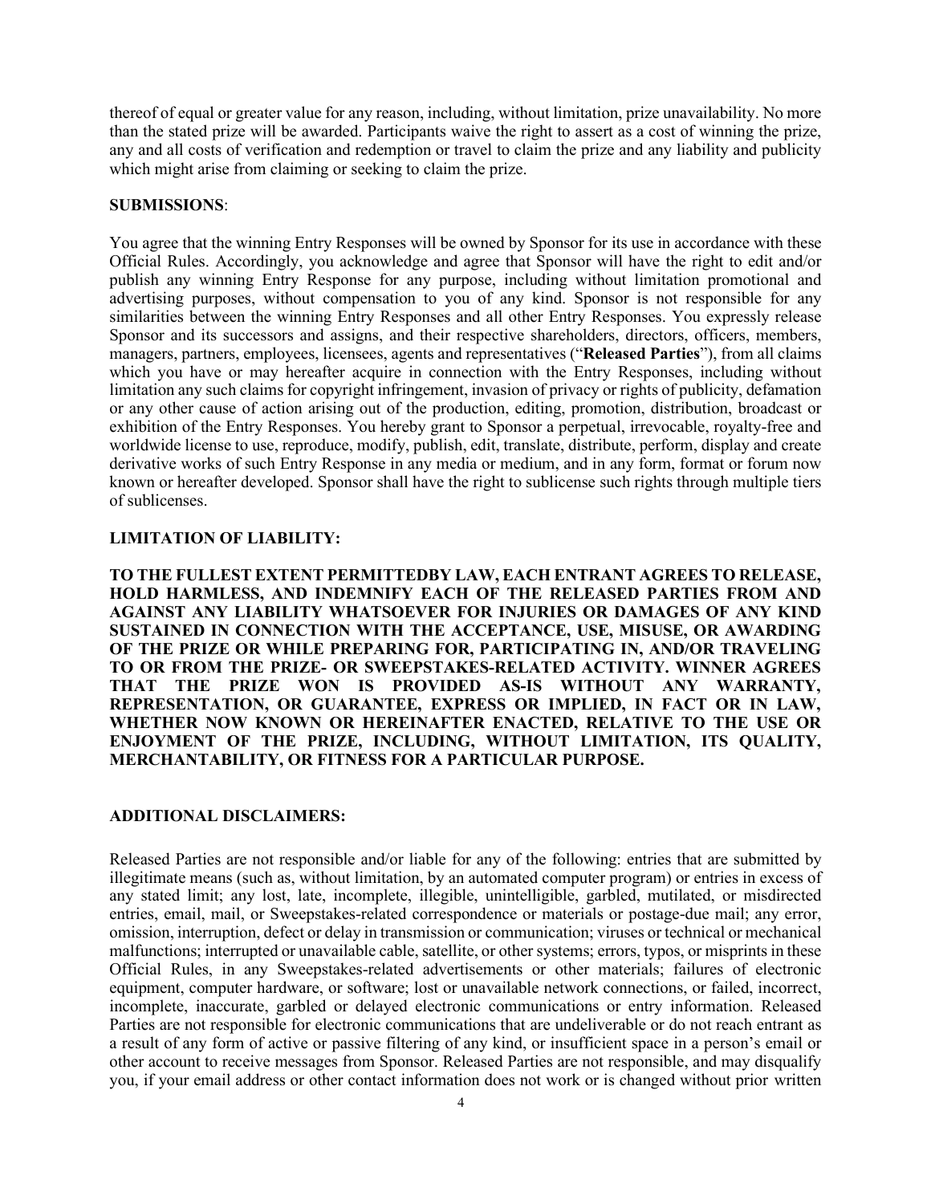thereof of equal or greater value for any reason, including, without limitation, prize unavailability. No more than the stated prize will be awarded. Participants waive the right to assert as a cost of winning the prize, any and all costs of verification and redemption or travel to claim the prize and any liability and publicity which might arise from claiming or seeking to claim the prize.

**SUBMISSIONS**:

You agree that the winning Entry Responses will be owned by Sponsor for its use in accordance with these Official Rules. Accordingly, you acknowledge and agree that Sponsor will have the right to edit and/or publish any winning Entry Response for any purpose, including without limitation promotional and advertising purposes, without compensation to you of any kind. Sponsor is not responsible for any similarities between the winning Entry Responses and all other Entry Responses. You expressly release Sponsor and its successors and assigns, and their respective shareholders, directors, officers, members, managers, partners, employees, licensees, agents and representatives ("**Released Parties**"), from all claims which you have or may hereafter acquire in connection with the Entry Responses, including without limitation any such claims for copyright infringement, invasion of privacy or rights of publicity, defamation or any other cause of action arising out of the production, editing, promotion, distribution, broadcast or exhibition of the Entry Responses. You hereby grant to Sponsor a perpetual, irrevocable, royalty-free and worldwide license to use, reproduce, modify, publish, edit, translate, distribute, perform, display and create derivative works of such Entry Response in any media or medium, and in any form, format or forum now known or hereafter developed. Sponsor shall have the right to sublicense such rights through multiple tiers of sublicenses.

**LIMITATION OF LIABILITY:**

**TO THE FULLEST EXTENT PERMITTEDBY LAW, EACH ENTRANT AGREES TO RELEASE, HOLD HARMLESS, AND INDEMNIFY EACH OF THE RELEASED PARTIES FROM AND AGAINST ANY LIABILITY WHATSOEVER FOR INJURIES OR DAMAGES OF ANY KIND SUSTAINED IN CONNECTION WITH THE ACCEPTANCE, USE, MISUSE, OR AWARDING OF THE PRIZE OR WHILE PREPARING FOR, PARTICIPATING IN, AND/OR TRAVELING TO OR FROM THE PRIZE- OR SWEEPSTAKES-RELATED ACTIVITY. WINNER AGREES THAT THE PRIZE WON IS PROVIDED AS-IS WITHOUT ANY WARRANTY, REPRESENTATION, OR GUARANTEE, EXPRESS OR IMPLIED, IN FACT OR IN LAW, WHETHER NOW KNOWN OR HEREINAFTER ENACTED, RELATIVE TO THE USE OR ENJOYMENT OF THE PRIZE, INCLUDING, WITHOUT LIMITATION, ITS QUALITY, MERCHANTABILITY, OR FITNESS FOR A PARTICULAR PURPOSE.**

**ADDITIONAL DISCLAIMERS:**

Released Parties are not responsible and/or liable for any of the following: entries that are submitted by illegitimate means (such as, without limitation, by an automated computer program) or entries in excess of any stated limit; any lost, late, incomplete, illegible, unintelligible, garbled, mutilated, or misdirected entries, email, mail, or Sweepstakes-related correspondence or materials or postage-due mail; any error, omission, interruption, defect or delay in transmission or communication; viruses or technical or mechanical malfunctions; interrupted or unavailable cable, satellite, or other systems; errors, typos, or misprints in these Official Rules, in any Sweepstakes-related advertisements or other materials; failures of electronic equipment, computer hardware, or software; lost or unavailable network connections, or failed, incorrect, incomplete, inaccurate, garbled or delayed electronic communications or entry information. Released Parties are not responsible for electronic communications that are undeliverable or do not reach entrant as a result of any form of active or passive filtering of any kind, or insufficient space in a person's email or other account to receive messages from Sponsor. Released Parties are not responsible, and may disqualify you, if your email address or other contact information does not work or is changed without prior written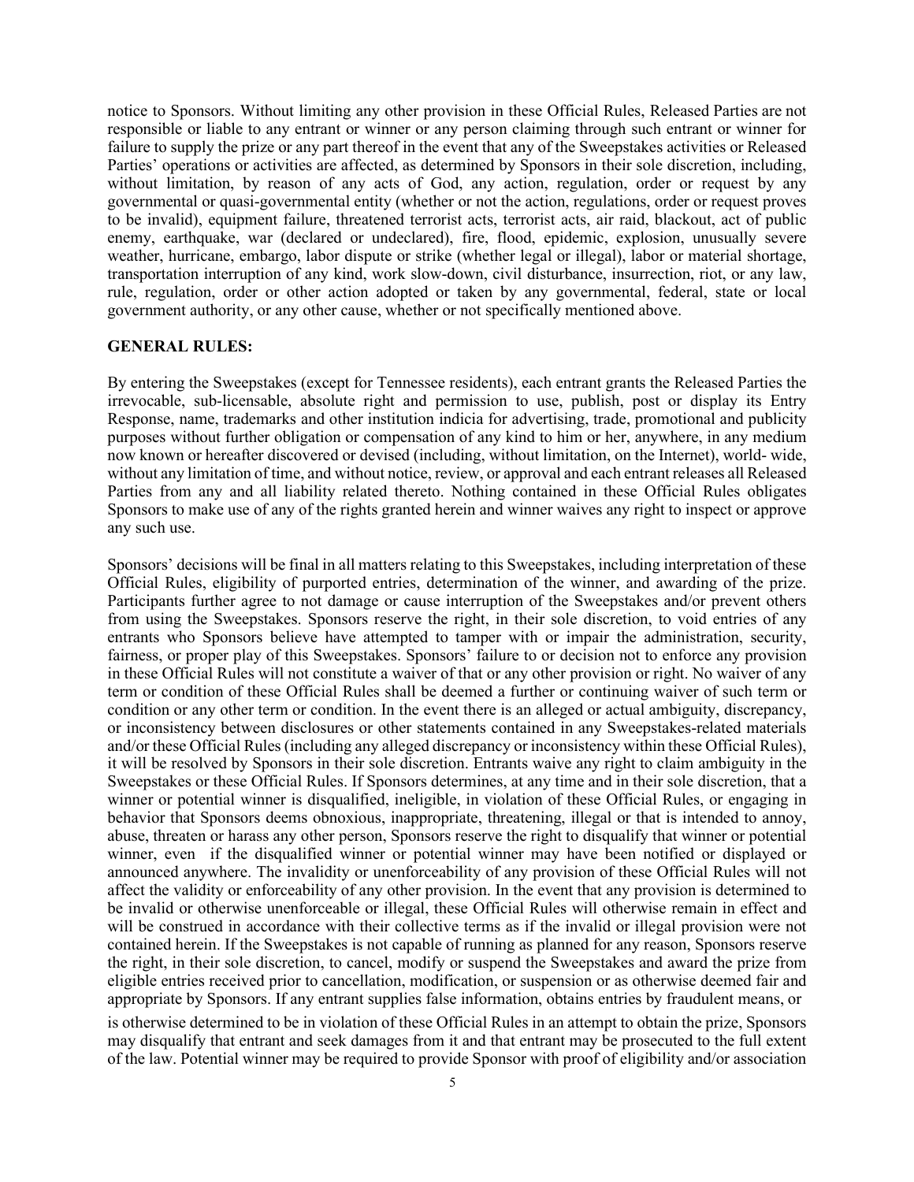notice to Sponsors. Without limiting any other provision in these Official Rules, Released Parties are not responsible or liable to any entrant or winner or any person claiming through such entrant or winner for failure to supply the prize or any part thereof in the event that any of the Sweepstakes activities or Released Parties' operations or activities are affected, as determined by Sponsors in their sole discretion, including, without limitation, by reason of any acts of God, any action, regulation, order or request by any governmental or quasi-governmental entity (whether or not the action, regulations, order or request proves to be invalid), equipment failure, threatened terrorist acts, terrorist acts, air raid, blackout, act of public enemy, earthquake, war (declared or undeclared), fire, flood, epidemic, explosion, unusually severe weather, hurricane, embargo, labor dispute or strike (whether legal or illegal), labor or material shortage, transportation interruption of any kind, work slow-down, civil disturbance, insurrection, riot, or any law, rule, regulation, order or other action adopted or taken by any governmental, federal, state or local government authority, or any other cause, whether or not specifically mentioned above.

**GENERAL RULES:**

By entering the Sweepstakes (except for Tennessee residents), each entrant grants the Released Parties the irrevocable, sub-licensable, absolute right and permission to use, publish, post or display its Entry Response, name, trademarks and other institution indicia for advertising, trade, promotional and publicity purposes without further obligation or compensation of any kind to him or her, anywhere, in any medium now known or hereafter discovered or devised (including, without limitation, on the Internet), world- wide, without any limitation of time, and without notice, review, or approval and each entrant releases all Released Parties from any and all liability related thereto. Nothing contained in these Official Rules obligates Sponsors to make use of any of the rights granted herein and winner waives any right to inspect or approve any such use.

Sponsors' decisions will be final in all matters relating to this Sweepstakes, including interpretation of these Official Rules, eligibility of purported entries, determination of the winner, and awarding of the prize. Participants further agree to not damage or cause interruption of the Sweepstakes and/or prevent others from using the Sweepstakes. Sponsors reserve the right, in their sole discretion, to void entries of any entrants who Sponsors believe have attempted to tamper with or impair the administration, security, fairness, or proper play of this Sweepstakes. Sponsors' failure to or decision not to enforce any provision in these Official Rules will not constitute a waiver of that or any other provision or right. No waiver of any term or condition of these Official Rules shall be deemed a further or continuing waiver of such term or condition or any other term or condition. In the event there is an alleged or actual ambiguity, discrepancy, or inconsistency between disclosures or other statements contained in any Sweepstakes-related materials and/or these Official Rules (including any alleged discrepancy or inconsistency within these Official Rules), it will be resolved by Sponsors in their sole discretion. Entrants waive any right to claim ambiguity in the Sweepstakes or these Official Rules. If Sponsors determines, at any time and in their sole discretion, that a winner or potential winner is disqualified, ineligible, in violation of these Official Rules, or engaging in behavior that Sponsors deems obnoxious, inappropriate, threatening, illegal or that is intended to annoy, abuse, threaten or harass any other person, Sponsors reserve the right to disqualify that winner or potential winner, even if the disqualified winner or potential winner may have been notified or displayed or announced anywhere. The invalidity or unenforceability of any provision of these Official Rules will not affect the validity or enforceability of any other provision. In the event that any provision is determined to be invalid or otherwise unenforceable or illegal, these Official Rules will otherwise remain in effect and will be construed in accordance with their collective terms as if the invalid or illegal provision were not contained herein. If the Sweepstakes is not capable of running as planned for any reason, Sponsors reserve the right, in their sole discretion, to cancel, modify or suspend the Sweepstakes and award the prize from eligible entries received prior to cancellation, modification, or suspension or as otherwise deemed fair and appropriate by Sponsors. If any entrant supplies false information, obtains entries by fraudulent means, or is otherwise determined to be in violation of these Official Rules in an attempt to obtain the prize, Sponsors may disqualify that entrant and seek damages from it and that entrant may be prosecuted to the full extent of the law. Potential winner may be required to provide Sponsor with proof of eligibility and/or association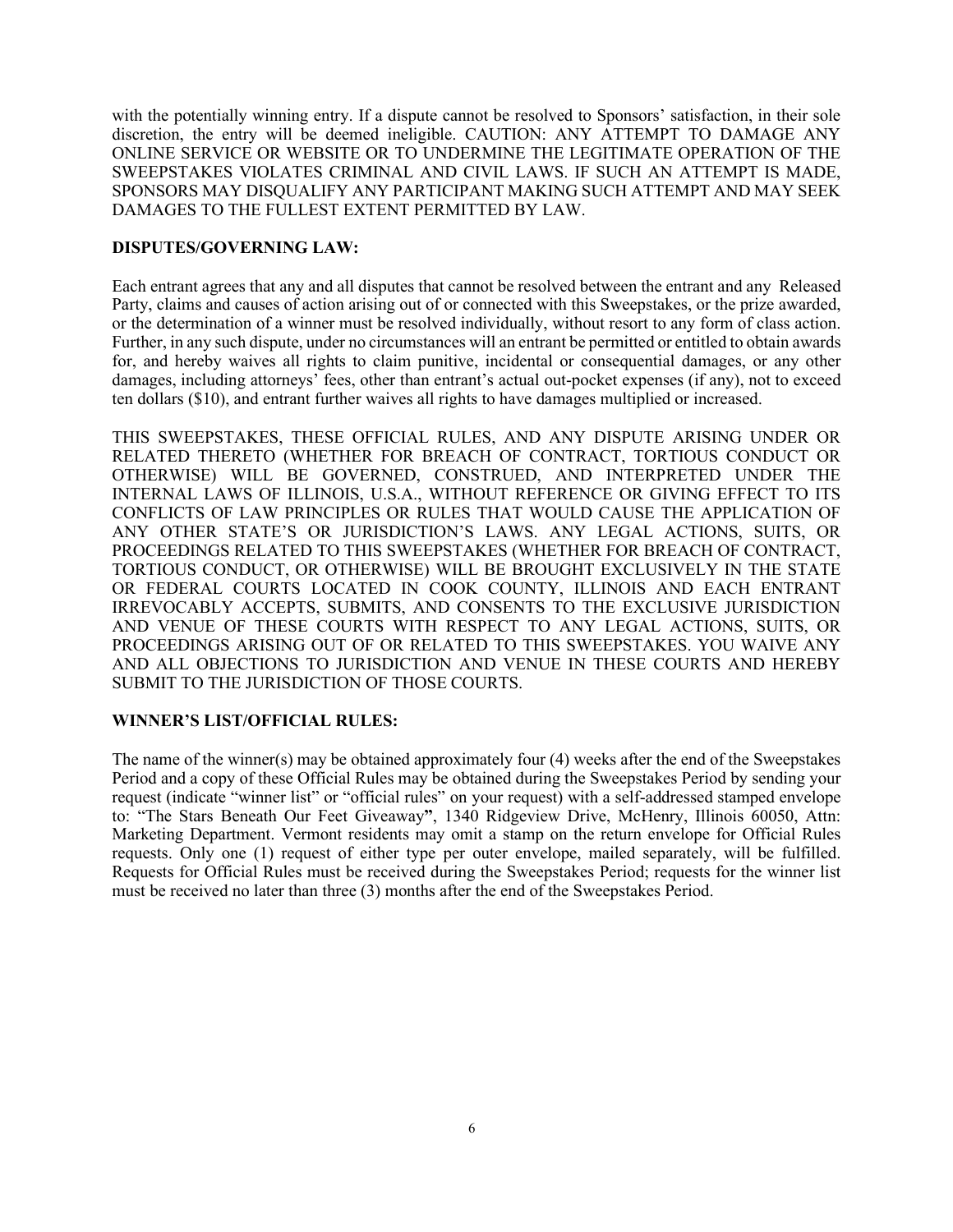with the potentially winning entry. If a dispute cannot be resolved to Sponsors' satisfaction, in their sole discretion, the entry will be deemed ineligible. CAUTION: ANY ATTEMPT TO DAMAGE ANY ONLINE SERVICE OR WEBSITE OR TO UNDERMINE THE LEGITIMATE OPERATION OF THE SWEEPSTAKES VIOLATES CRIMINAL AND CIVIL LAWS. IF SUCH AN ATTEMPT IS MADE, SPONSORS MAY DISQUALIFY ANY PARTICIPANT MAKING SUCH ATTEMPT AND MAY SEEK DAMAGES TO THE FULLEST EXTENT PERMITTED BY LAW.

**DISPUTES/GOVERNING LAW:**

Each entrant agrees that any and all disputes that cannot be resolved between the entrant and any Released Party, claims and causes of action arising out of or connected with this Sweepstakes, or the prize awarded, or the determination of a winner must be resolved individually, without resort to any form of class action. Further, in any such dispute, under no circumstances will an entrant be permitted or entitled to obtain awards for, and hereby waives all rights to claim punitive, incidental or consequential damages, or any other damages, including attorneys' fees, other than entrant's actual out-pocket expenses (if any), not to exceed ten dollars ($10), and entrant further waives all rights to have damages multiplied or increased.

THIS SWEEPSTAKES, THESE OFFICIAL RULES, AND ANY DISPUTE ARISING UNDER OR RELATED THERETO (WHETHER FOR BREACH OF CONTRACT, TORTIOUS CONDUCT OR OTHERWISE) WILL BE GOVERNED, CONSTRUED, AND INTERPRETED UNDER THE INTERNAL LAWS OF ILLINOIS, U.S.A., WITHOUT REFERENCE OR GIVING EFFECT TO ITS CONFLICTS OF LAW PRINCIPLES OR RULES THAT WOULD CAUSE THE APPLICATION OF ANY OTHER STATE'S OR JURISDICTION'S LAWS. ANY LEGAL ACTIONS, SUITS, OR PROCEEDINGS RELATED TO THIS SWEEPSTAKES (WHETHER FOR BREACH OF CONTRACT, TORTIOUS CONDUCT, OR OTHERWISE) WILL BE BROUGHT EXCLUSIVELY IN THE STATE OR FEDERAL COURTS LOCATED IN COOK COUNTY, ILLINOIS AND EACH ENTRANT IRREVOCABLY ACCEPTS, SUBMITS, AND CONSENTS TO THE EXCLUSIVE JURISDICTION AND VENUE OF THESE COURTS WITH RESPECT TO ANY LEGAL ACTIONS, SUITS, OR PROCEEDINGS ARISING OUT OF OR RELATED TO THIS SWEEPSTAKES. YOU WAIVE ANY AND ALL OBJECTIONS TO JURISDICTION AND VENUE IN THESE COURTS AND HEREBY SUBMIT TO THE JURISDICTION OF THOSE COURTS.

**WINNER'S LIST/OFFICIAL RULES:**

The name of the winner(s) may be obtained approximately four (4) weeks after the end of the Sweepstakes Period and a copy of these Official Rules may be obtained during the Sweepstakes Period by sending your request (indicate "winner list" or "official rules" on your request) with a self-addressed stamped envelope to: "The Stars Beneath Our Feet Giveaway**"**, 1340 Ridgeview Drive, McHenry, Illinois 60050, Attn: Marketing Department. Vermont residents may omit a stamp on the return envelope for Official Rules requests. Only one (1) request of either type per outer envelope, mailed separately, will be fulfilled. Requests for Official Rules must be received during the Sweepstakes Period; requests for the winner list must be received no later than three (3) months after the end of the Sweepstakes Period.